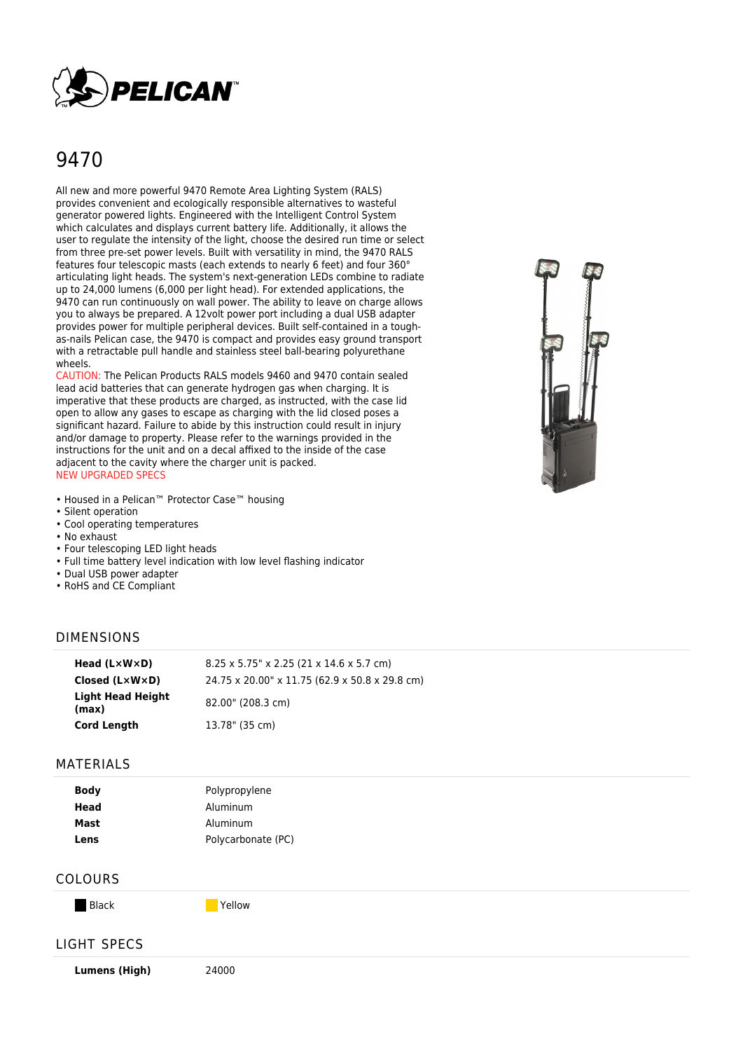# 9470

All new and more powerful 9470 Remote Area Lighting System (RALS) provides convenient and ecologically responsible alternatives to wasteful generator powered lights. Engineered with the Intelligent Control System which calculates and displays current battery life. Additionally, it allows the user to regulate the intensity of the light, choose the desired run time or select from three pre-set power levels. Built with versatility in mind, the 9470 RALS features four telescopic masts (each extends to nearly 6 feet) and four 360° articulating light heads. The system's next-generation LEDs combine to radiate up to 24,000 lumens (6,000 per light head). For extended applications, the 9470 can run continuously on wall power. The ability to leave on charge allows you to always be prepared. A 12volt power port including a dual USB adapter provides power for multiple peripheral devices. Built self-contained in a tough-as-nails Pelican case, the 9470 is compact and provides easy ground transport with a retractable pull handle and stainless steel ball-bearing polyurethane wheels.

CAUTION: The Pelican Products RALS models 9460 and 9470 contain sealed lead acid batteries that can generate hydrogen gas when charging. It is imperative that these products are charged, as instructed, with the case lid open to allow any gases to escape as charging with the lid closed poses a significant hazard. Failure to abide by this instruction could result in injury and/or damage to property. Please refer to the warnings provided in the instructions for the unit and on a decal affixed to the inside of the case adjacent to the cavity where the charger unit is packed.

NEW UPGRADED SPECS

- Housed in a Pelican™ Protector Case™ housing
- Silent operation
- Cool operating temperatures
- No exhaust
- Four telescoping LED light heads
- Full time battery level indication with low level flashing indicator
- Dual USB power adapter
- RoHS and CE Compliant

## DIMENSIONS

| | |
|---|---|
| **Head (L×W×D)** | 8.25 x 5.75" x 2.25 (21 x 14.6 x 5.7 cm) |
| **Closed (L×W×D)** | 24.75 x 20.00" x 11.75 (62.9 x 50.8 x 29.8 cm) |
| **Light Head Height (max)** | 82.00" (208.3 cm) |
| **Cord Length** | 13.78" (35 cm) |

## MATERIALS

| | |
|---|---|
| **Body** | Polypropylene |
| **Head** | Aluminum |
| **Mast** | Aluminum |
| **Lens** | Polycarbonate (PC) |

## COLOURS

| | |
|---|---|
| Black | Yellow |

## LIGHT SPECS

| | |
|---|---|
| **Lumens (High)** | 24000 |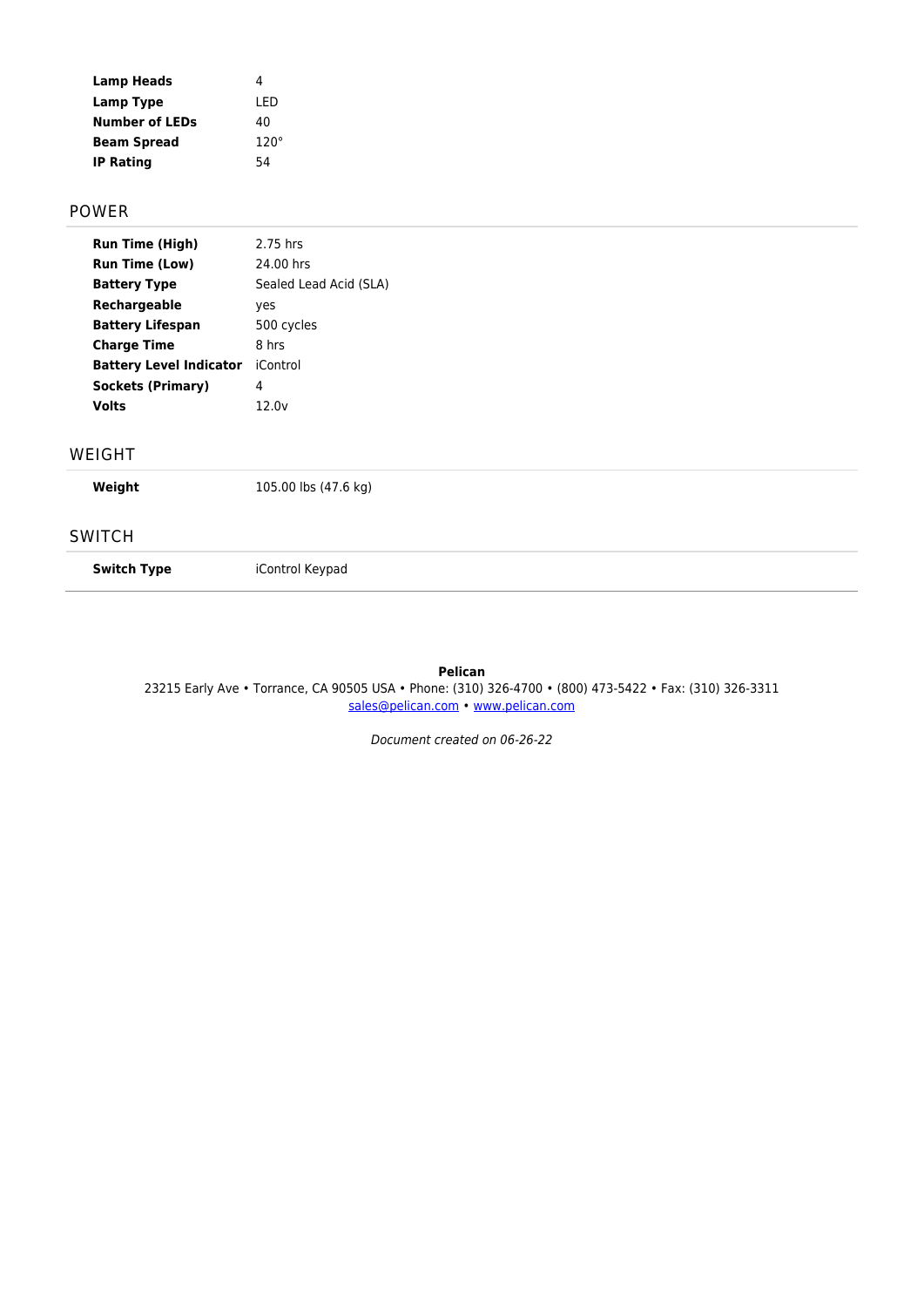| | |
|---|---|
| **Lamp Heads** | 4 |
| **Lamp Type** | LED |
| **Number of LEDs** | 40 |
| **Beam Spread** | 120° |
| **IP Rating** | 54 |

## POWER

| | |
|---|---|
| **Run Time (High)** | 2.75 hrs |
| **Run Time (Low)** | 24.00 hrs |
| **Battery Type** | Sealed Lead Acid (SLA) |
| **Rechargeable** | yes |
| **Battery Lifespan** | 500 cycles |
| **Charge Time** | 8 hrs |
| **Battery Level Indicator** | iControl |
| **Sockets (Primary)** | 4 |
| **Volts** | 12.0v |

## WEIGHT

| | |
|---|---|
| **Weight** | 105.00 lbs (47.6 kg) |

## SWITCH

| | |
|---|---|
| **Switch Type** | iControl Keypad |

**Pelican**
23215 Early Ave • Torrance, CA 90505 USA • Phone: (310) 326-4700 • (800) 473-5422 • Fax: (310) 326-3311
sales@pelican.com • www.pelican.com

*Document created on 06-26-22*